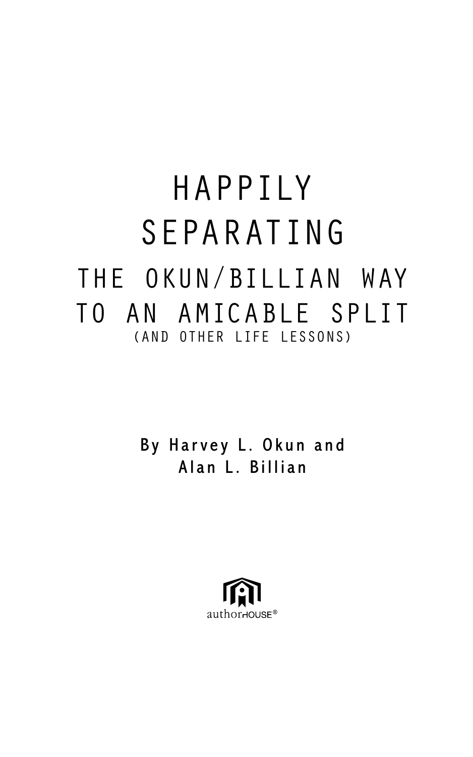# HAPPILY SEPARATING

## THE OKUN/BILLIAN WAY TO AN AMICABLE SPLIT

(AND OTHER LIFE LESSONS)

**By Harvey L. Okun and Alan L. Billian**

authorHOUSE®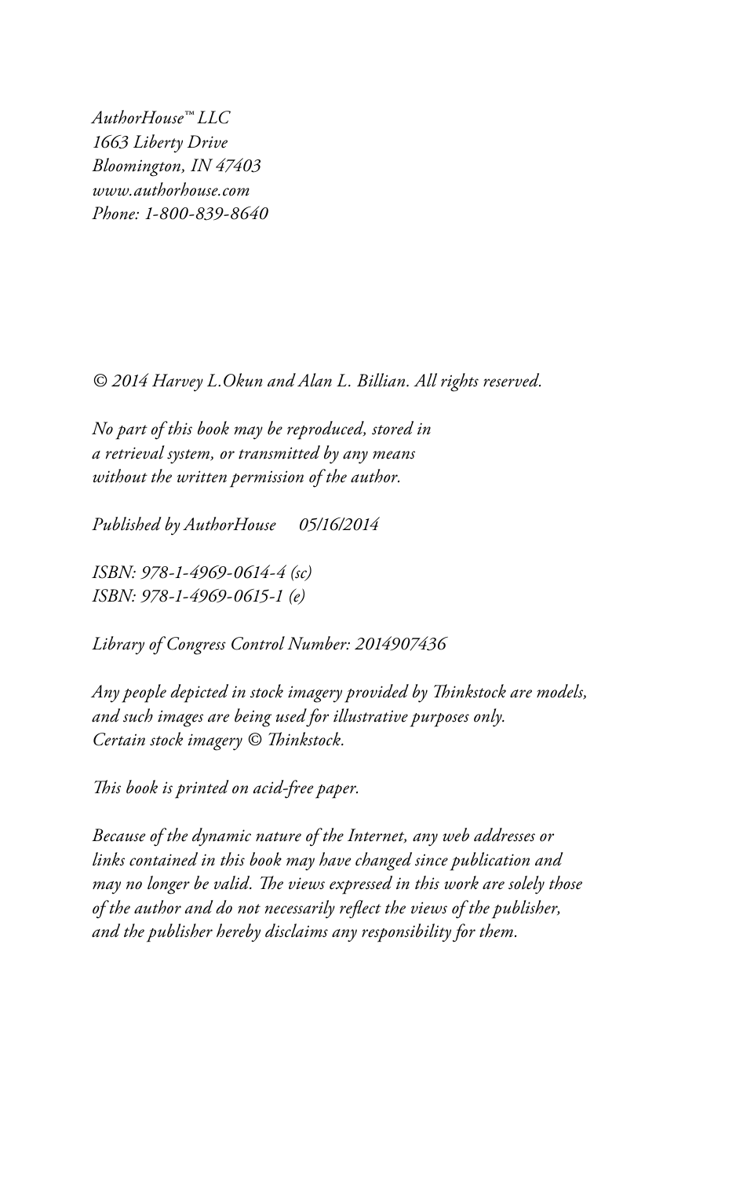*AuthorHouse™ LLC*
*1663 Liberty Drive*
*Bloomington, IN 47403*
*www.authorhouse.com*
*Phone: 1-800-839-8640*

*© 2014 Harvey L.Okun and Alan L. Billian. All rights reserved.*

*No part of this book may be reproduced, stored in a retrieval system, or transmitted by any means without the written permission of the author.*

*Published by AuthorHouse 05/16/2014*

*ISBN: 978-1-4969-0614-4 (sc)*
*ISBN: 978-1-4969-0615-1 (e)*

*Library of Congress Control Number: 2014907436*

*Any people depicted in stock imagery provided by Thinkstock are models, and such images are being used for illustrative purposes only.*
*Certain stock imagery © Thinkstock.*

*This book is printed on acid-free paper.*

*Because of the dynamic nature of the Internet, any web addresses or links contained in this book may have changed since publication and may no longer be valid. The views expressed in this work are solely those of the author and do not necessarily reflect the views of the publisher, and the publisher hereby disclaims any responsibility for them.*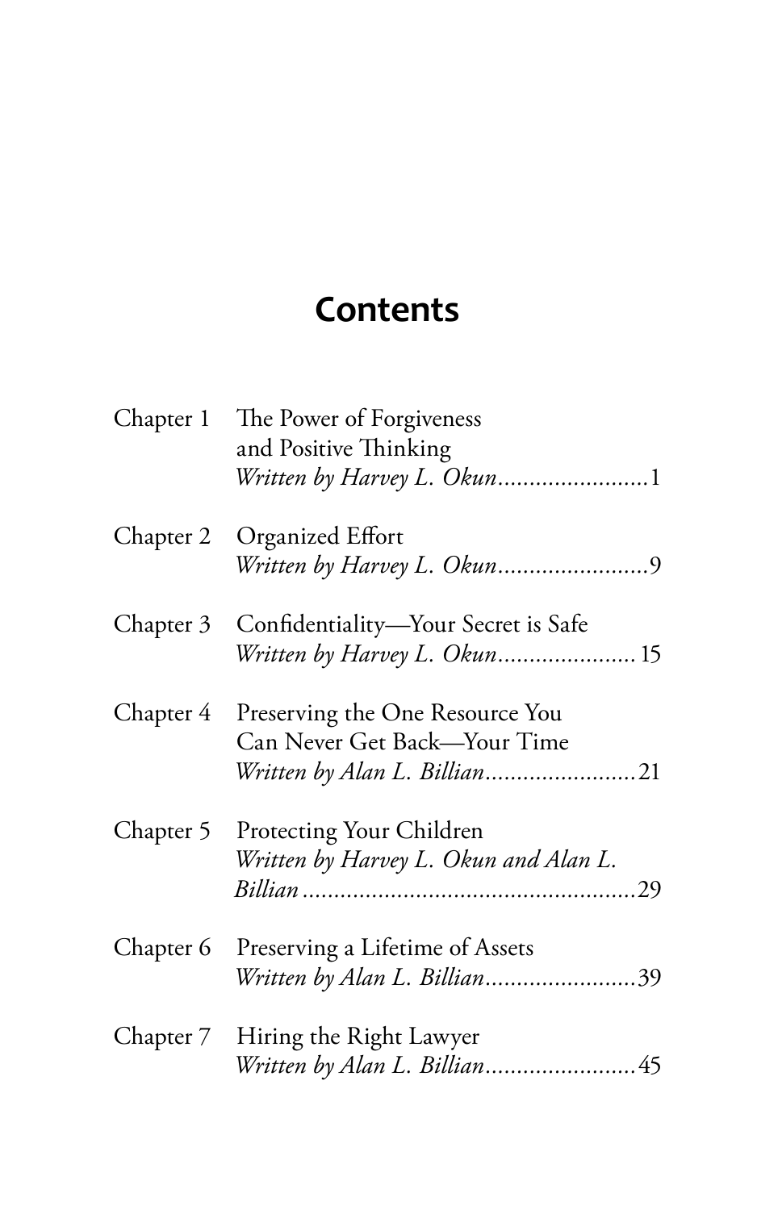# Contents

| | | |
|---|---|---|
| Chapter 1 | The Power of Forgiveness and Positive Thinking<br>*Written by Harvey L. Okun* | 1 |
| Chapter 2 | Organized Effort<br>*Written by Harvey L. Okun* | 9 |
| Chapter 3 | Confidentiality—Your Secret is Safe<br>*Written by Harvey L. Okun* | 15 |
| Chapter 4 | Preserving the One Resource You Can Never Get Back—Your Time<br>*Written by Alan L. Billian* | 21 |
| Chapter 5 | Protecting Your Children<br>*Written by Harvey L. Okun and Alan L. Billian* | 29 |
| Chapter 6 | Preserving a Lifetime of Assets<br>*Written by Alan L. Billian* | 39 |
| Chapter 7 | Hiring the Right Lawyer<br>*Written by Alan L. Billian* | 45 |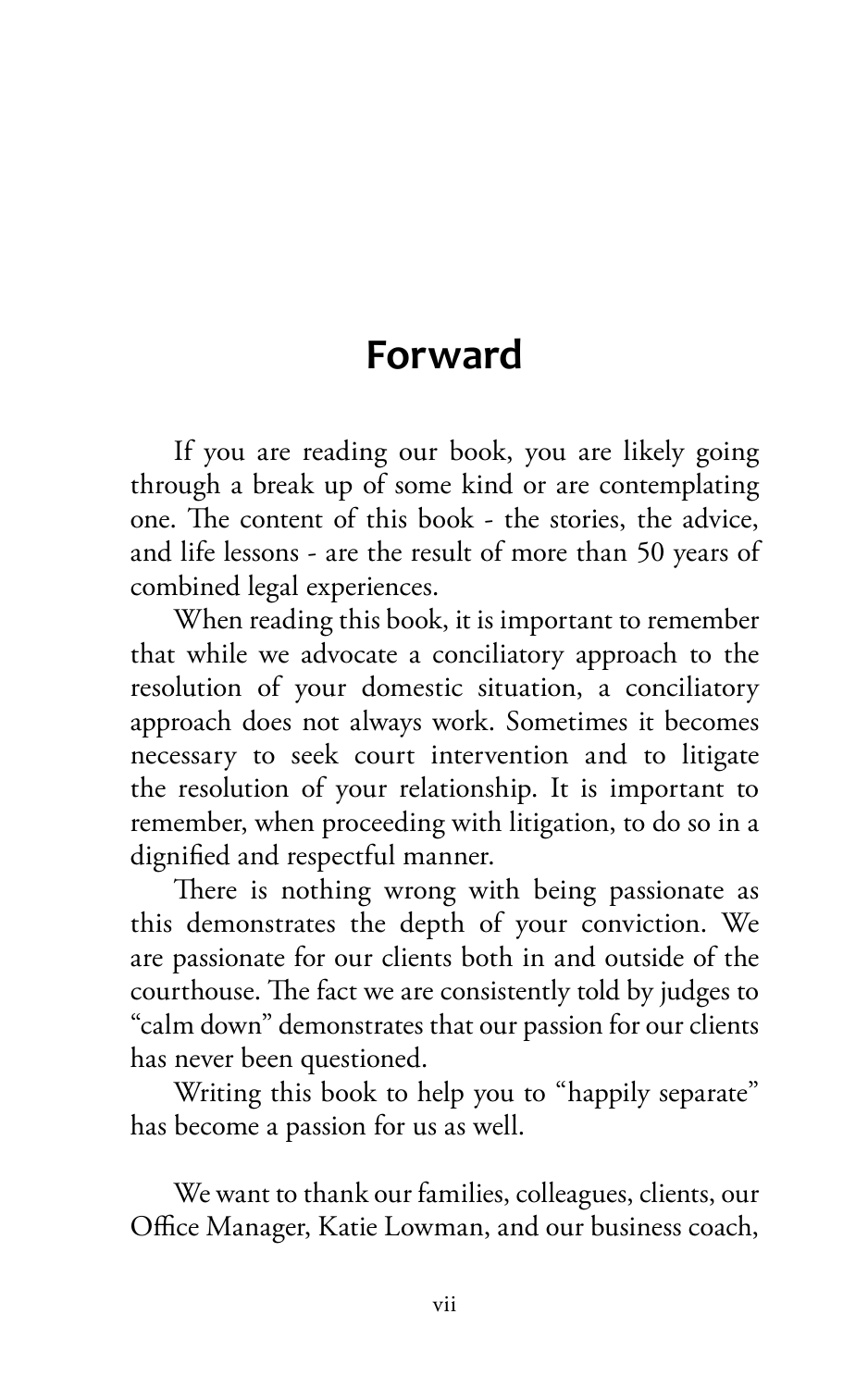# Forward

If you are reading our book, you are likely going through a break up of some kind or are contemplating one. The content of this book - the stories, the advice, and life lessons - are the result of more than 50 years of combined legal experiences.

When reading this book, it is important to remember that while we advocate a conciliatory approach to the resolution of your domestic situation, a conciliatory approach does not always work. Sometimes it becomes necessary to seek court intervention and to litigate the resolution of your relationship. It is important to remember, when proceeding with litigation, to do so in a dignified and respectful manner.

There is nothing wrong with being passionate as this demonstrates the depth of your conviction. We are passionate for our clients both in and outside of the courthouse. The fact we are consistently told by judges to "calm down" demonstrates that our passion for our clients has never been questioned.

Writing this book to help you to "happily separate" has become a passion for us as well.

We want to thank our families, colleagues, clients, our Office Manager, Katie Lowman, and our business coach,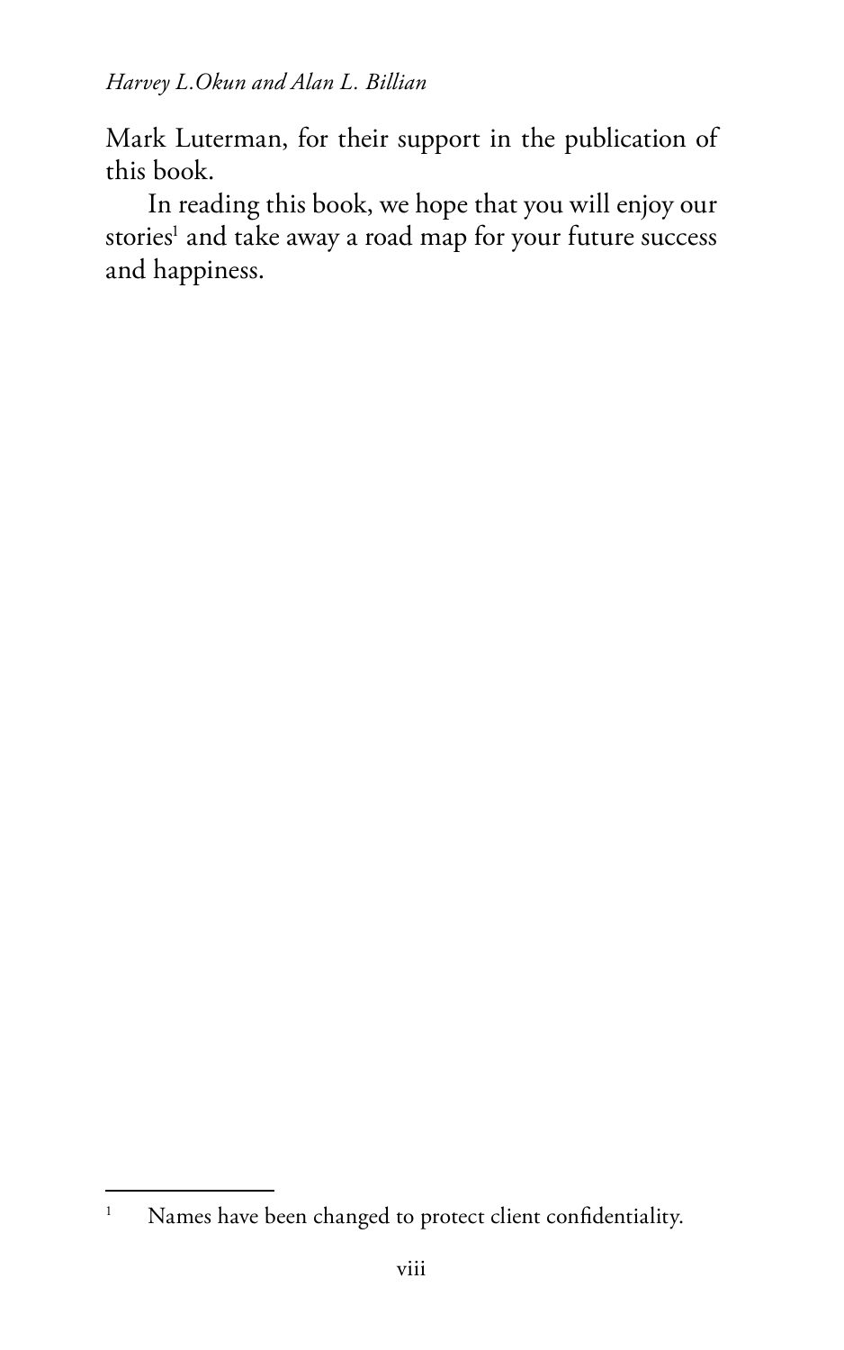Mark Luterman, for their support in the publication of this book.

In reading this book, we hope that you will enjoy our stories[1] and take away a road map for your future success and happiness.

---

[1] Names have been changed to protect client confidentiality.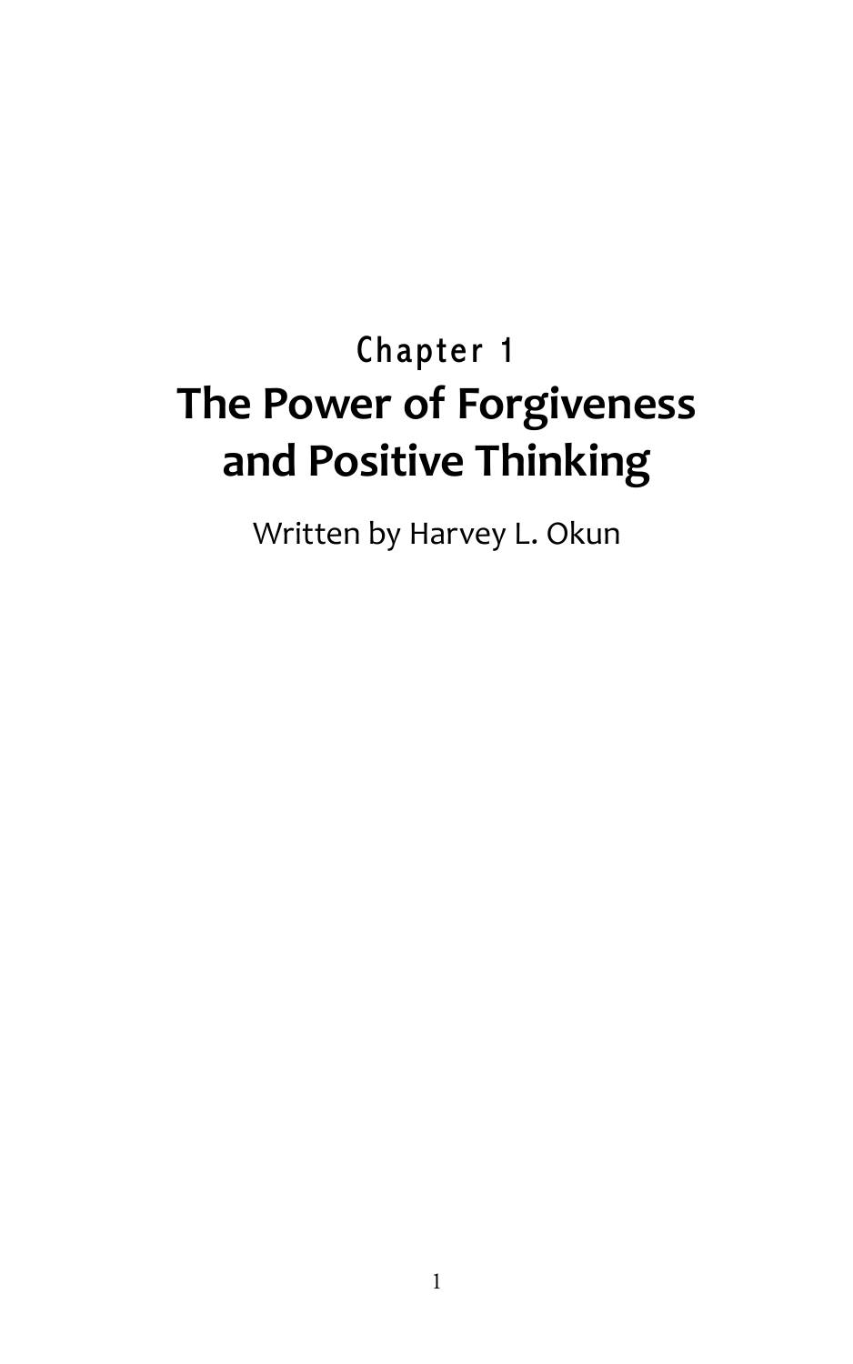## Chapter 1

# The Power of Forgiveness and Positive Thinking

Written by Harvey L. Okun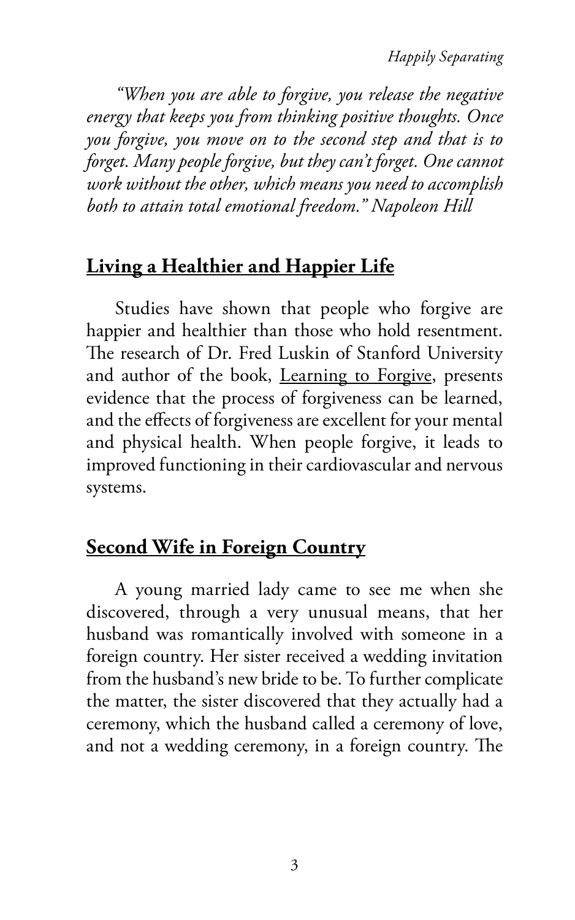*"When you are able to forgive, you release the negative energy that keeps you from thinking positive thoughts. Once you forgive, you move on to the second step and that is to forget. Many people forgive, but they can't forget. One cannot work without the other, which means you need to accomplish both to attain total emotional freedom." Napoleon Hill*

## **Living a Healthier and Happier Life**

Studies have shown that people who forgive are happier and healthier than those who hold resentment. The research of Dr. Fred Luskin of Stanford University and author of the book, Learning to Forgive, presents evidence that the process of forgiveness can be learned, and the effects of forgiveness are excellent for your mental and physical health. When people forgive, it leads to improved functioning in their cardiovascular and nervous systems.

## **Second Wife in Foreign Country**

A young married lady came to see me when she discovered, through a very unusual means, that her husband was romantically involved with someone in a foreign country. Her sister received a wedding invitation from the husband's new bride to be. To further complicate the matter, the sister discovered that they actually had a ceremony, which the husband called a ceremony of love, and not a wedding ceremony, in a foreign country. The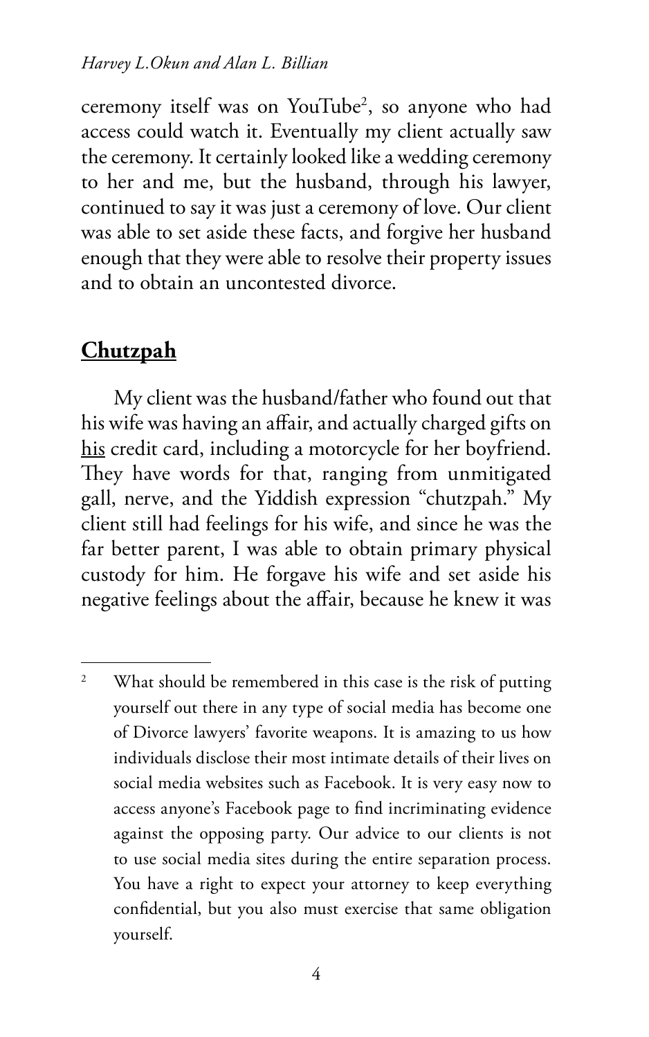ceremony itself was on YouTube[2], so anyone who had access could watch it. Eventually my client actually saw the ceremony. It certainly looked like a wedding ceremony to her and me, but the husband, through his lawyer, continued to say it was just a ceremony of love. Our client was able to set aside these facts, and forgive her husband enough that they were able to resolve their property issues and to obtain an uncontested divorce.

## **Chutzpah**

My client was the husband/father who found out that his wife was having an affair, and actually charged gifts on his credit card, including a motorcycle for her boyfriend. They have words for that, ranging from unmitigated gall, nerve, and the Yiddish expression "chutzpah." My client still had feelings for his wife, and since he was the far better parent, I was able to obtain primary physical custody for him. He forgave his wife and set aside his negative feelings about the affair, because he knew it was

---

[2] What should be remembered in this case is the risk of putting yourself out there in any type of social media has become one of Divorce lawyers' favorite weapons. It is amazing to us how individuals disclose their most intimate details of their lives on social media websites such as Facebook. It is very easy now to access anyone's Facebook page to find incriminating evidence against the opposing party. Our advice to our clients is not to use social media sites during the entire separation process. You have a right to expect your attorney to keep everything confidential, but you also must exercise that same obligation yourself.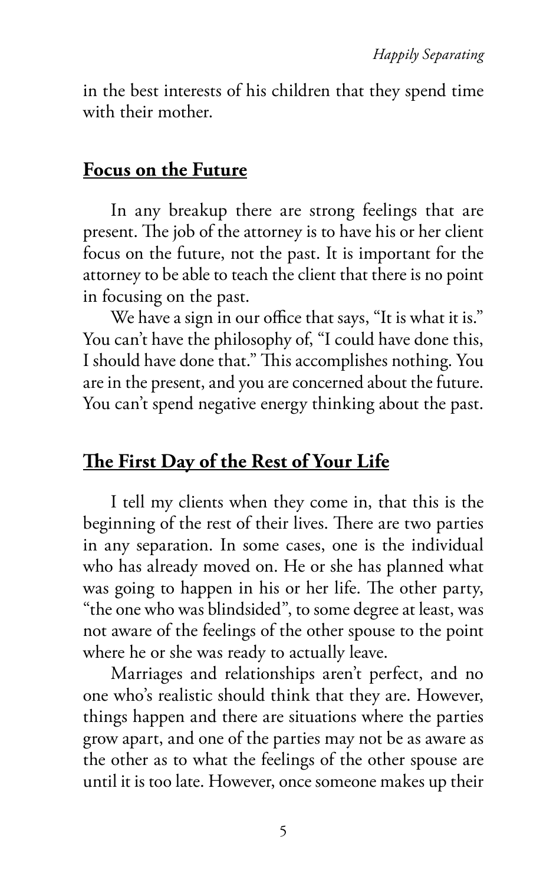in the best interests of his children that they spend time with their mother.

## Focus on the Future

In any breakup there are strong feelings that are present. The job of the attorney is to have his or her client focus on the future, not the past. It is important for the attorney to be able to teach the client that there is no point in focusing on the past.

We have a sign in our office that says, "It is what it is." You can't have the philosophy of, "I could have done this, I should have done that." This accomplishes nothing. You are in the present, and you are concerned about the future. You can't spend negative energy thinking about the past.

## The First Day of the Rest of Your Life

I tell my clients when they come in, that this is the beginning of the rest of their lives. There are two parties in any separation. In some cases, one is the individual who has already moved on. He or she has planned what was going to happen in his or her life. The other party, "the one who was blindsided", to some degree at least, was not aware of the feelings of the other spouse to the point where he or she was ready to actually leave.

Marriages and relationships aren't perfect, and no one who's realistic should think that they are. However, things happen and there are situations where the parties grow apart, and one of the parties may not be as aware as the other as to what the feelings of the other spouse are until it is too late. However, once someone makes up their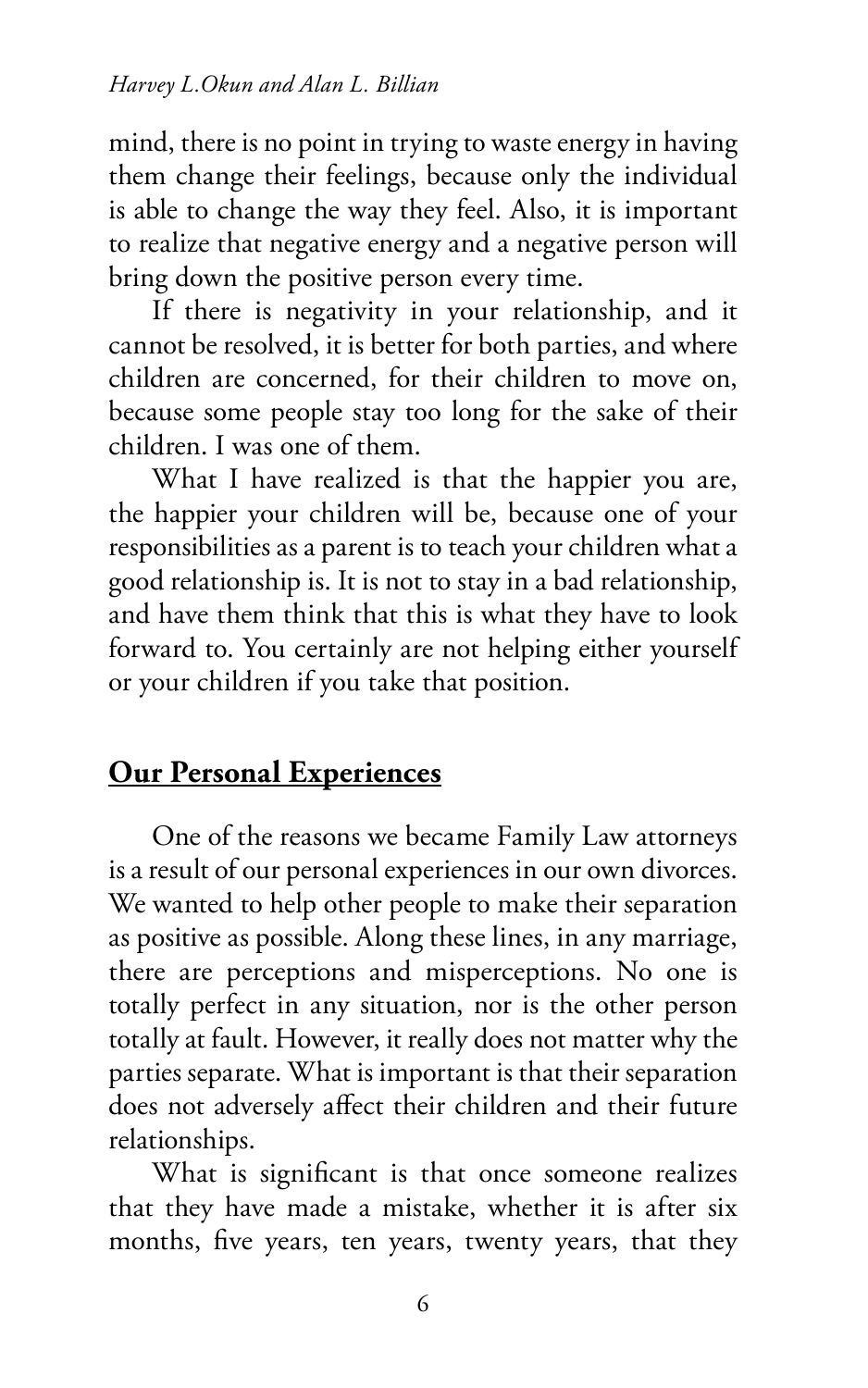mind, there is no point in trying to waste energy in having them change their feelings, because only the individual is able to change the way they feel. Also, it is important to realize that negative energy and a negative person will bring down the positive person every time.

If there is negativity in your relationship, and it cannot be resolved, it is better for both parties, and where children are concerned, for their children to move on, because some people stay too long for the sake of their children. I was one of them.

What I have realized is that the happier you are, the happier your children will be, because one of your responsibilities as a parent is to teach your children what a good relationship is. It is not to stay in a bad relationship, and have them think that this is what they have to look forward to. You certainly are not helping either yourself or your children if you take that position.

## Our Personal Experiences

One of the reasons we became Family Law attorneys is a result of our personal experiences in our own divorces. We wanted to help other people to make their separation as positive as possible. Along these lines, in any marriage, there are perceptions and misperceptions. No one is totally perfect in any situation, nor is the other person totally at fault. However, it really does not matter why the parties separate. What is important is that their separation does not adversely affect their children and their future relationships.

What is significant is that once someone realizes that they have made a mistake, whether it is after six months, five years, ten years, twenty years, that they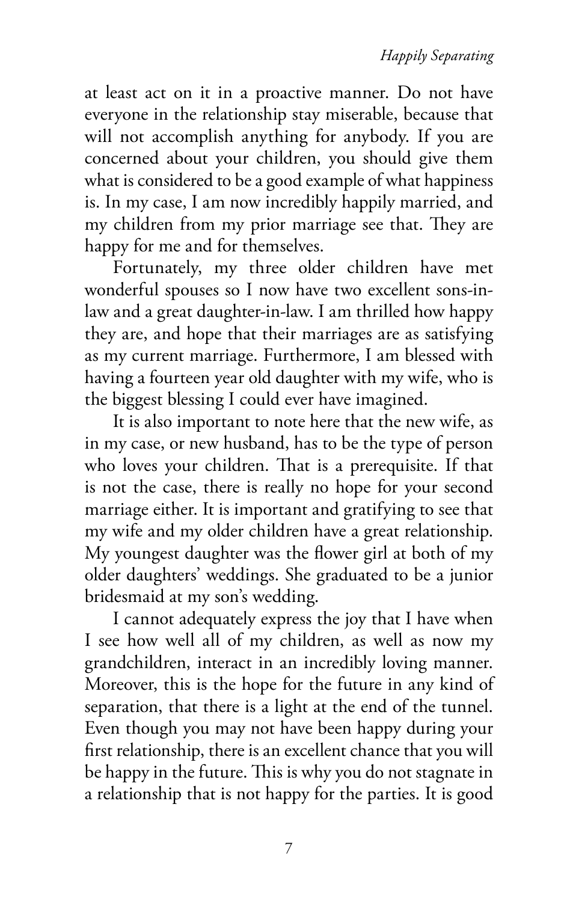at least act on it in a proactive manner. Do not have everyone in the relationship stay miserable, because that will not accomplish anything for anybody. If you are concerned about your children, you should give them what is considered to be a good example of what happiness is. In my case, I am now incredibly happily married, and my children from my prior marriage see that. They are happy for me and for themselves.

Fortunately, my three older children have met wonderful spouses so I now have two excellent sons-in-law and a great daughter-in-law. I am thrilled how happy they are, and hope that their marriages are as satisfying as my current marriage. Furthermore, I am blessed with having a fourteen year old daughter with my wife, who is the biggest blessing I could ever have imagined.

It is also important to note here that the new wife, as in my case, or new husband, has to be the type of person who loves your children. That is a prerequisite. If that is not the case, there is really no hope for your second marriage either. It is important and gratifying to see that my wife and my older children have a great relationship. My youngest daughter was the flower girl at both of my older daughters' weddings. She graduated to be a junior bridesmaid at my son's wedding.

I cannot adequately express the joy that I have when I see how well all of my children, as well as now my grandchildren, interact in an incredibly loving manner. Moreover, this is the hope for the future in any kind of separation, that there is a light at the end of the tunnel. Even though you may not have been happy during your first relationship, there is an excellent chance that you will be happy in the future. This is why you do not stagnate in a relationship that is not happy for the parties. It is good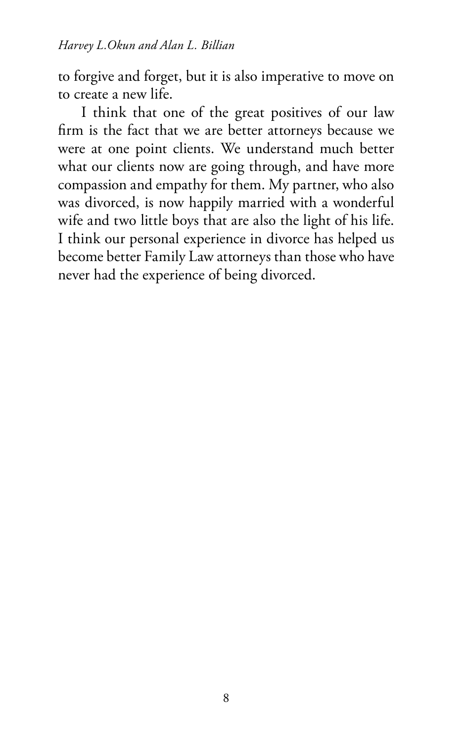to forgive and forget, but it is also imperative to move on to create a new life.

I think that one of the great positives of our law firm is the fact that we are better attorneys because we were at one point clients. We understand much better what our clients now are going through, and have more compassion and empathy for them. My partner, who also was divorced, is now happily married with a wonderful wife and two little boys that are also the light of his life. I think our personal experience in divorce has helped us become better Family Law attorneys than those who have never had the experience of being divorced.